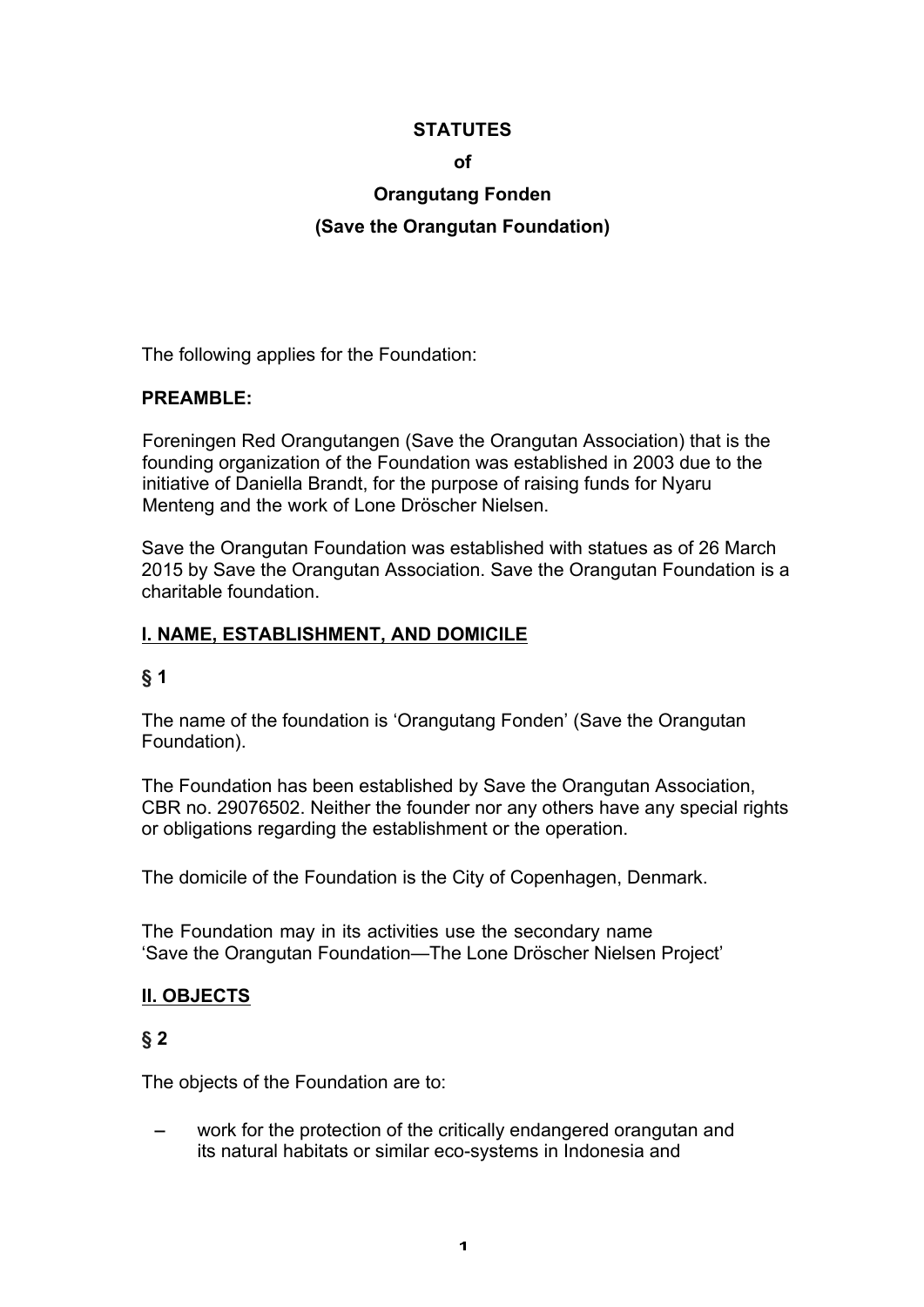# STATUTES

**of**

## Orangutang Fonden

## (Save the Orangutan Foundation)

The following applies for the Foundation:

**PREAMBLE:**

Foreningen Red Orangutangen (Save the Orangutan Association) that is the founding organization of the Foundation was established in 2003 due to the initiative of Daniella Brandt, for the purpose of raising funds for Nyaru Menteng and the work of Lone Dröscher Nielsen.

Save the Orangutan Foundation was established with statues as of 26 March 2015 by Save the Orangutan Association. Save the Orangutan Foundation is a charitable foundation.

### I. NAME, ESTABLISHMENT, AND DOMICILE

**§ 1**

The name of the foundation is 'Orangutang Fonden' (Save the Orangutan Foundation).

The Foundation has been established by Save the Orangutan Association, CBR no. 29076502. Neither the founder nor any others have any special rights or obligations regarding the establishment or the operation.

The domicile of the Foundation is the City of Copenhagen, Denmark.

The Foundation may in its activities use the secondary name 'Save the Orangutan Foundation—The Lone Dröscher Nielsen Project'

### II. OBJECTS

**§ 2**

The objects of the Foundation are to:

- work for the protection of the critically endangered orangutan and its natural habitats or similar eco-systems in Indonesia and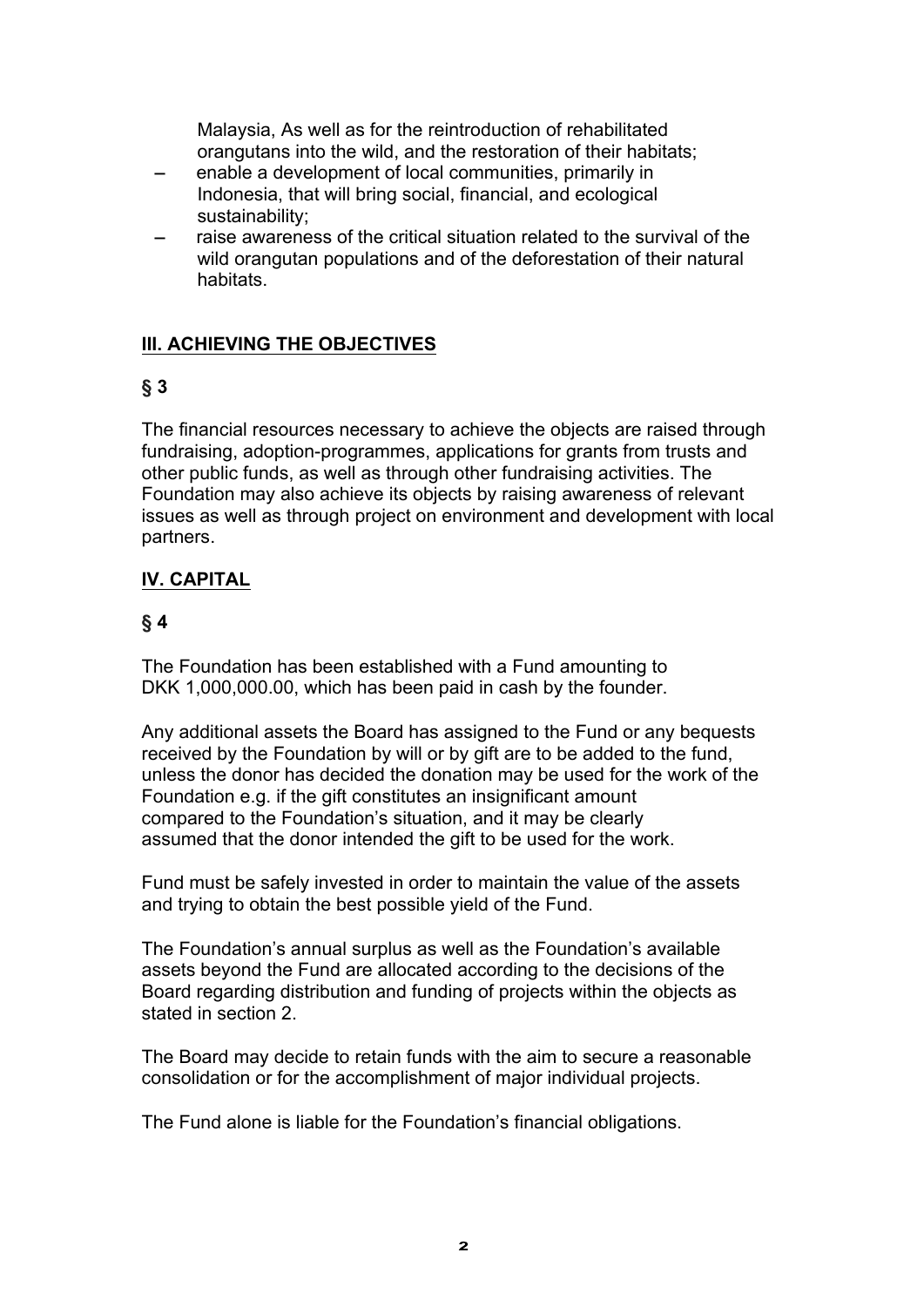Malaysia, As well as for the reintroduction of rehabilitated orangutans into the wild, and the restoration of their habitats;

- enable a development of local communities, primarily in Indonesia, that will bring social, financial, and ecological sustainability;
- raise awareness of the critical situation related to the survival of the wild orangutan populations and of the deforestation of their natural habitats.

## III. ACHIEVING THE OBJECTIVES

### § 3

The financial resources necessary to achieve the objects are raised through fundraising, adoption-programmes, applications for grants from trusts and other public funds, as well as through other fundraising activities. The Foundation may also achieve its objects by raising awareness of relevant issues as well as through project on environment and development with local partners.

## IV. CAPITAL

### § 4

The Foundation has been established with a Fund amounting to DKK 1,000,000.00, which has been paid in cash by the founder.

Any additional assets the Board has assigned to the Fund or any bequests received by the Foundation by will or by gift are to be added to the fund, unless the donor has decided the donation may be used for the work of the Foundation e.g. if the gift constitutes an insignificant amount compared to the Foundation's situation, and it may be clearly assumed that the donor intended the gift to be used for the work.

Fund must be safely invested in order to maintain the value of the assets and trying to obtain the best possible yield of the Fund.

The Foundation's annual surplus as well as the Foundation's available assets beyond the Fund are allocated according to the decisions of the Board regarding distribution and funding of projects within the objects as stated in section 2.

The Board may decide to retain funds with the aim to secure a reasonable consolidation or for the accomplishment of major individual projects.

The Fund alone is liable for the Foundation's financial obligations.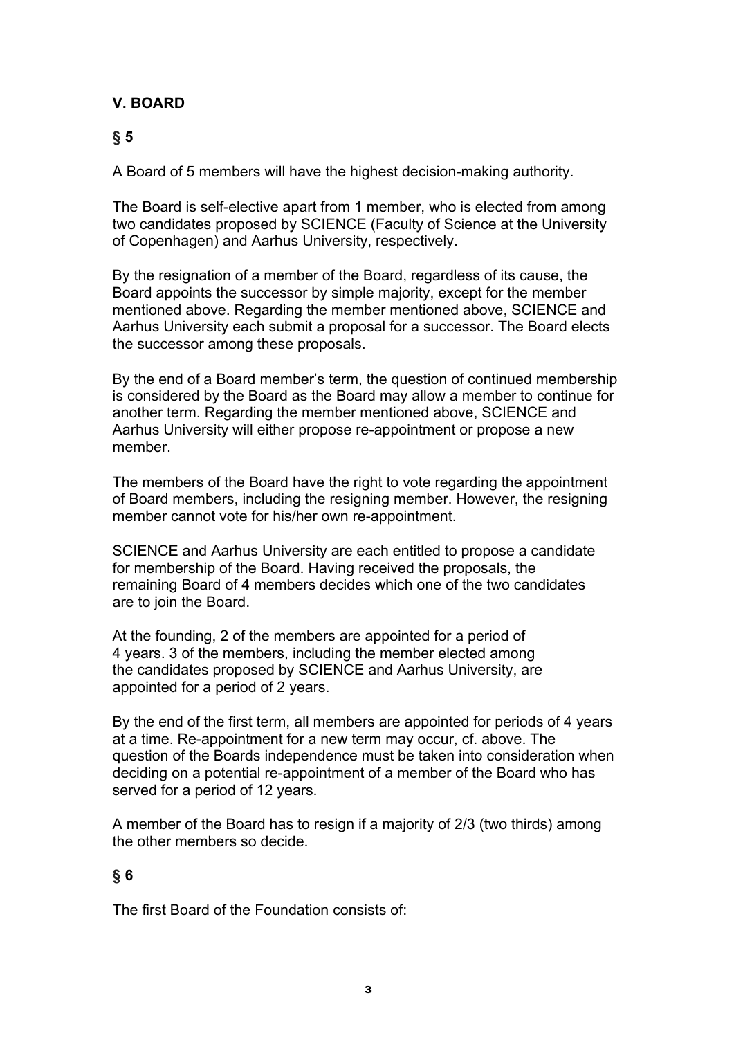## **V. BOARD**

### **§ 5**

A Board of 5 members will have the highest decision-making authority.

The Board is self-elective apart from 1 member, who is elected from among two candidates proposed by SCIENCE (Faculty of Science at the University of Copenhagen) and Aarhus University, respectively.

By the resignation of a member of the Board, regardless of its cause, the Board appoints the successor by simple majority, except for the member mentioned above. Regarding the member mentioned above, SCIENCE and Aarhus University each submit a proposal for a successor. The Board elects the successor among these proposals.

By the end of a Board member's term, the question of continued membership is considered by the Board as the Board may allow a member to continue for another term. Regarding the member mentioned above, SCIENCE and Aarhus University will either propose re-appointment or propose a new member.

The members of the Board have the right to vote regarding the appointment of Board members, including the resigning member. However, the resigning member cannot vote for his/her own re-appointment.

SCIENCE and Aarhus University are each entitled to propose a candidate for membership of the Board. Having received the proposals, the remaining Board of 4 members decides which one of the two candidates are to join the Board.

At the founding, 2 of the members are appointed for a period of 4 years. 3 of the members, including the member elected among the candidates proposed by SCIENCE and Aarhus University, are appointed for a period of 2 years.

By the end of the first term, all members are appointed for periods of 4 years at a time. Re-appointment for a new term may occur, cf. above. The question of the Boards independence must be taken into consideration when deciding on a potential re-appointment of a member of the Board who has served for a period of 12 years.

A member of the Board has to resign if a majority of 2/3 (two thirds) among the other members so decide.

### **§ 6**

The first Board of the Foundation consists of: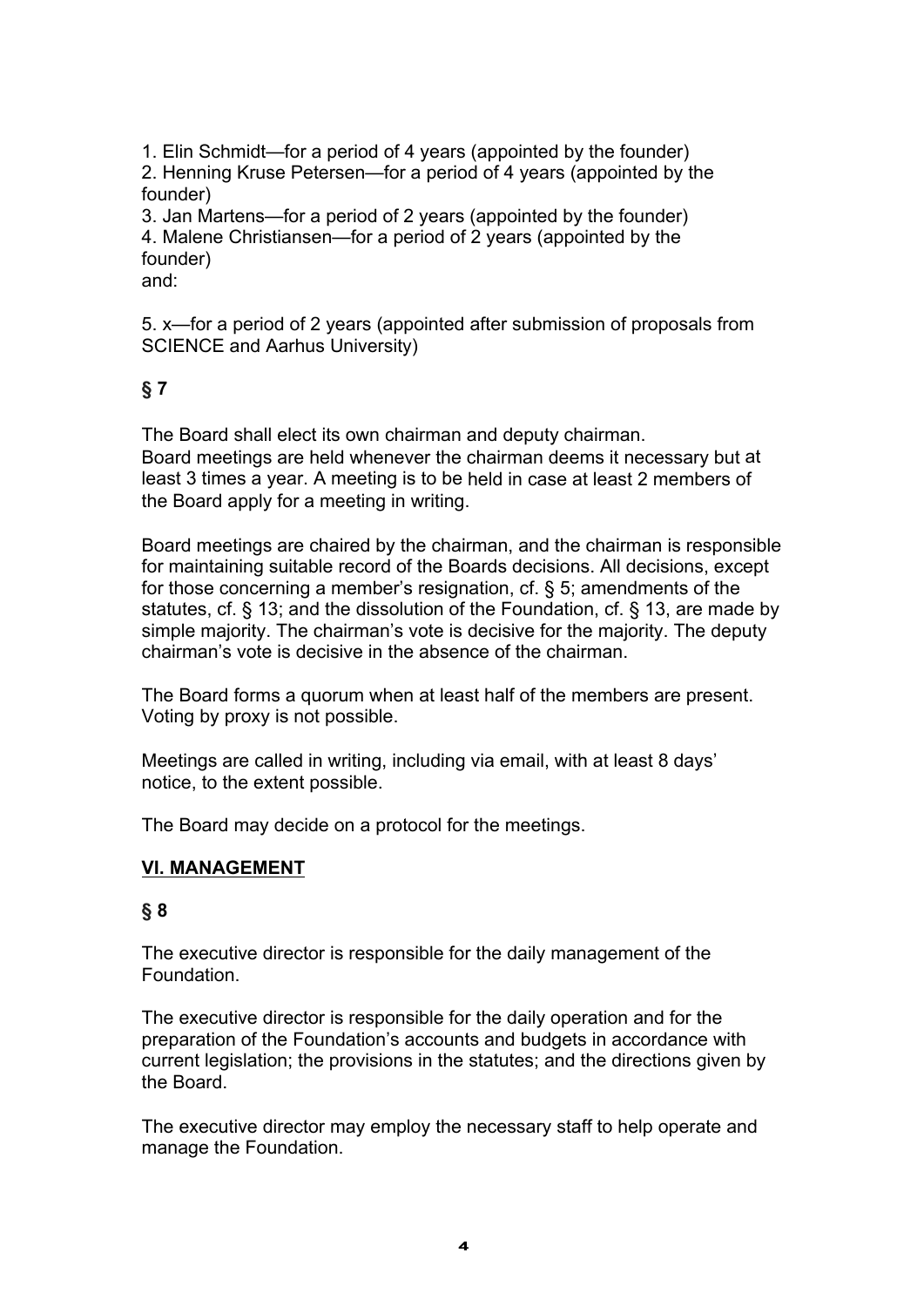1. Elin Schmidt—for a period of 4 years (appointed by the founder)
2. Henning Kruse Petersen—for a period of 4 years (appointed by the founder)
3. Jan Martens—for a period of 2 years (appointed by the founder)
4. Malene Christiansen—for a period of 2 years (appointed by the founder)

and:

5. x—for a period of 2 years (appointed after submission of proposals from SCIENCE and Aarhus University)

**§ 7**

The Board shall elect its own chairman and deputy chairman.
Board meetings are held whenever the chairman deems it necessary but at least 3 times a year. A meeting is to be held in case at least 2 members of the Board apply for a meeting in writing.

Board meetings are chaired by the chairman, and the chairman is responsible for maintaining suitable record of the Boards decisions. All decisions, except for those concerning a member's resignation, cf. § 5; amendments of the statutes, cf. § 13; and the dissolution of the Foundation, cf. § 13, are made by simple majority. The chairman's vote is decisive for the majority. The deputy chairman's vote is decisive in the absence of the chairman.

The Board forms a quorum when at least half of the members are present. Voting by proxy is not possible.

Meetings are called in writing, including via email, with at least 8 days' notice, to the extent possible.

The Board may decide on a protocol for the meetings.

## VI. MANAGEMENT

**§ 8**

The executive director is responsible for the daily management of the Foundation.

The executive director is responsible for the daily operation and for the preparation of the Foundation's accounts and budgets in accordance with current legislation; the provisions in the statutes; and the directions given by the Board.

The executive director may employ the necessary staff to help operate and manage the Foundation.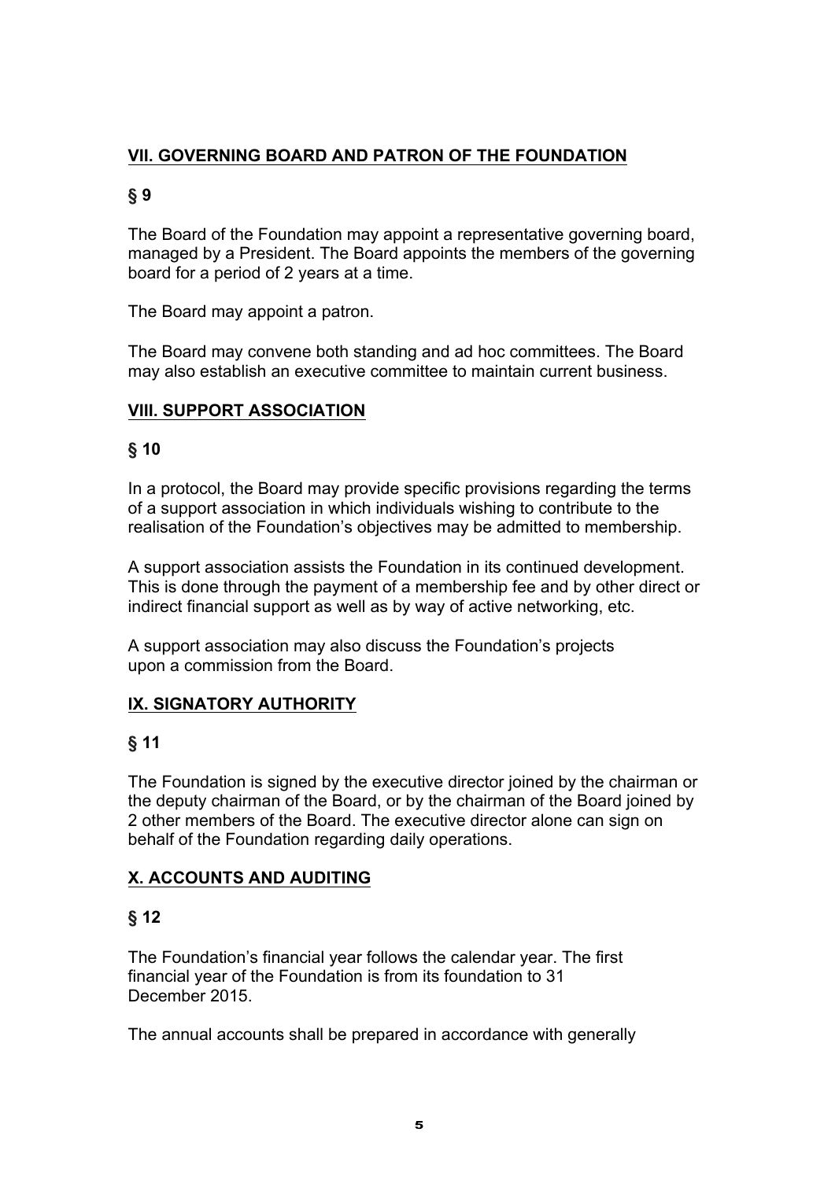## VII. GOVERNING BOARD AND PATRON OF THE FOUNDATION

### § 9

The Board of the Foundation may appoint a representative governing board, managed by a President. The Board appoints the members of the governing board for a period of 2 years at a time.

The Board may appoint a patron.

The Board may convene both standing and ad hoc committees. The Board may also establish an executive committee to maintain current business.

## VIII. SUPPORT ASSOCIATION

### § 10

In a protocol, the Board may provide specific provisions regarding the terms of a support association in which individuals wishing to contribute to the realisation of the Foundation's objectives may be admitted to membership.

A support association assists the Foundation in its continued development. This is done through the payment of a membership fee and by other direct or indirect financial support as well as by way of active networking, etc.

A support association may also discuss the Foundation's projects upon a commission from the Board.

## IX. SIGNATORY AUTHORITY

### § 11

The Foundation is signed by the executive director joined by the chairman or the deputy chairman of the Board, or by the chairman of the Board joined by 2 other members of the Board. The executive director alone can sign on behalf of the Foundation regarding daily operations.

## X. ACCOUNTS AND AUDITING

### § 12

The Foundation's financial year follows the calendar year. The first financial year of the Foundation is from its foundation to 31 December 2015.

The annual accounts shall be prepared in accordance with generally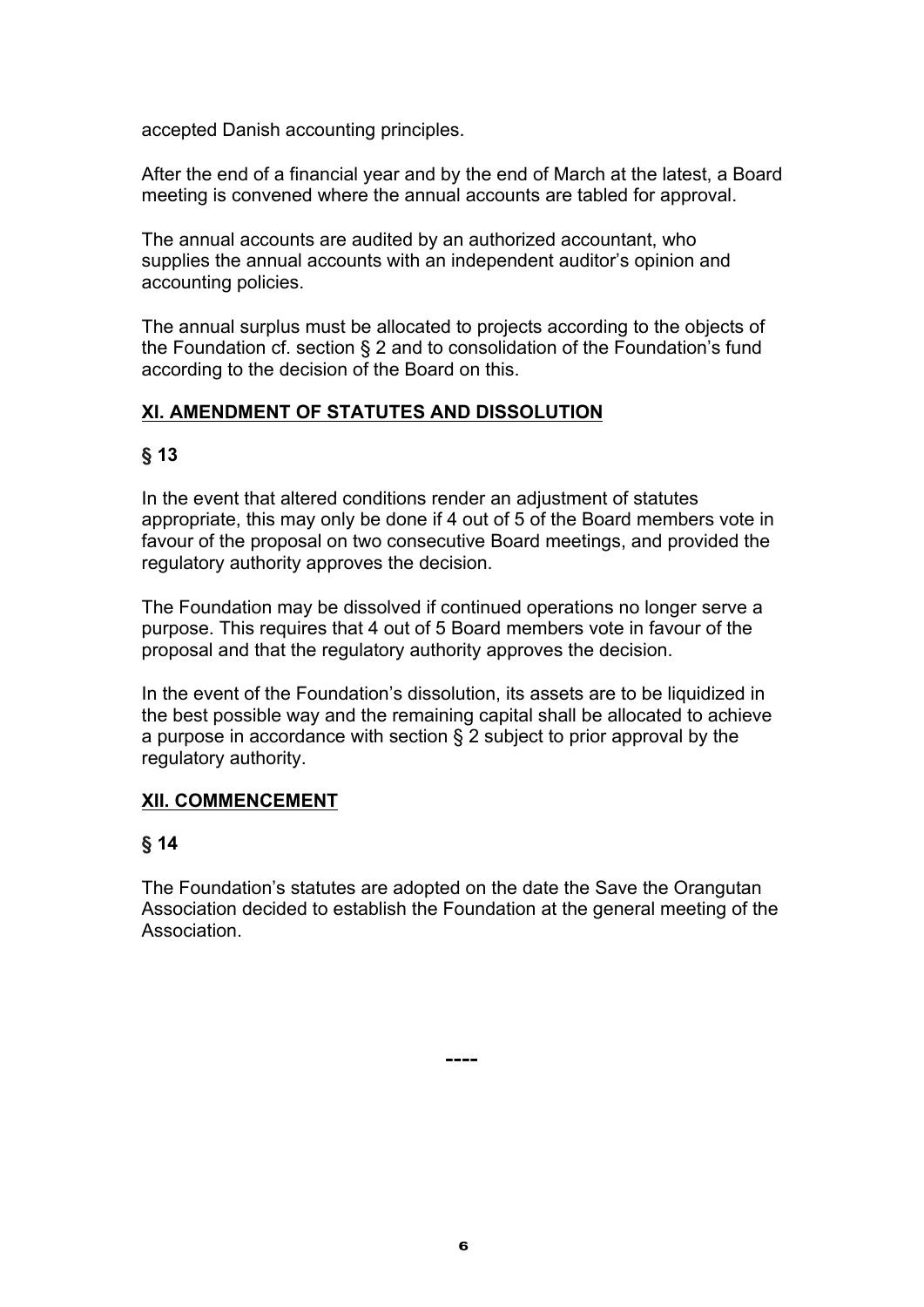accepted Danish accounting principles.

After the end of a financial year and by the end of March at the latest, a Board meeting is convened where the annual accounts are tabled for approval.

The annual accounts are audited by an authorized accountant, who supplies the annual accounts with an independent auditor's opinion and accounting policies.

The annual surplus must be allocated to projects according to the objects of the Foundation cf. section § 2 and to consolidation of the Foundation's fund according to the decision of the Board on this.

## XI. AMENDMENT OF STATUTES AND DISSOLUTION

### § 13

In the event that altered conditions render an adjustment of statutes appropriate, this may only be done if 4 out of 5 of the Board members vote in favour of the proposal on two consecutive Board meetings, and provided the regulatory authority approves the decision.

The Foundation may be dissolved if continued operations no longer serve a purpose. This requires that 4 out of 5 Board members vote in favour of the proposal and that the regulatory authority approves the decision.

In the event of the Foundation's dissolution, its assets are to be liquidized in the best possible way and the remaining capital shall be allocated to achieve a purpose in accordance with section § 2 subject to prior approval by the regulatory authority.

## XII. COMMENCEMENT

### § 14

The Foundation's statutes are adopted on the date the Save the Orangutan Association decided to establish the Foundation at the general meeting of the Association.

----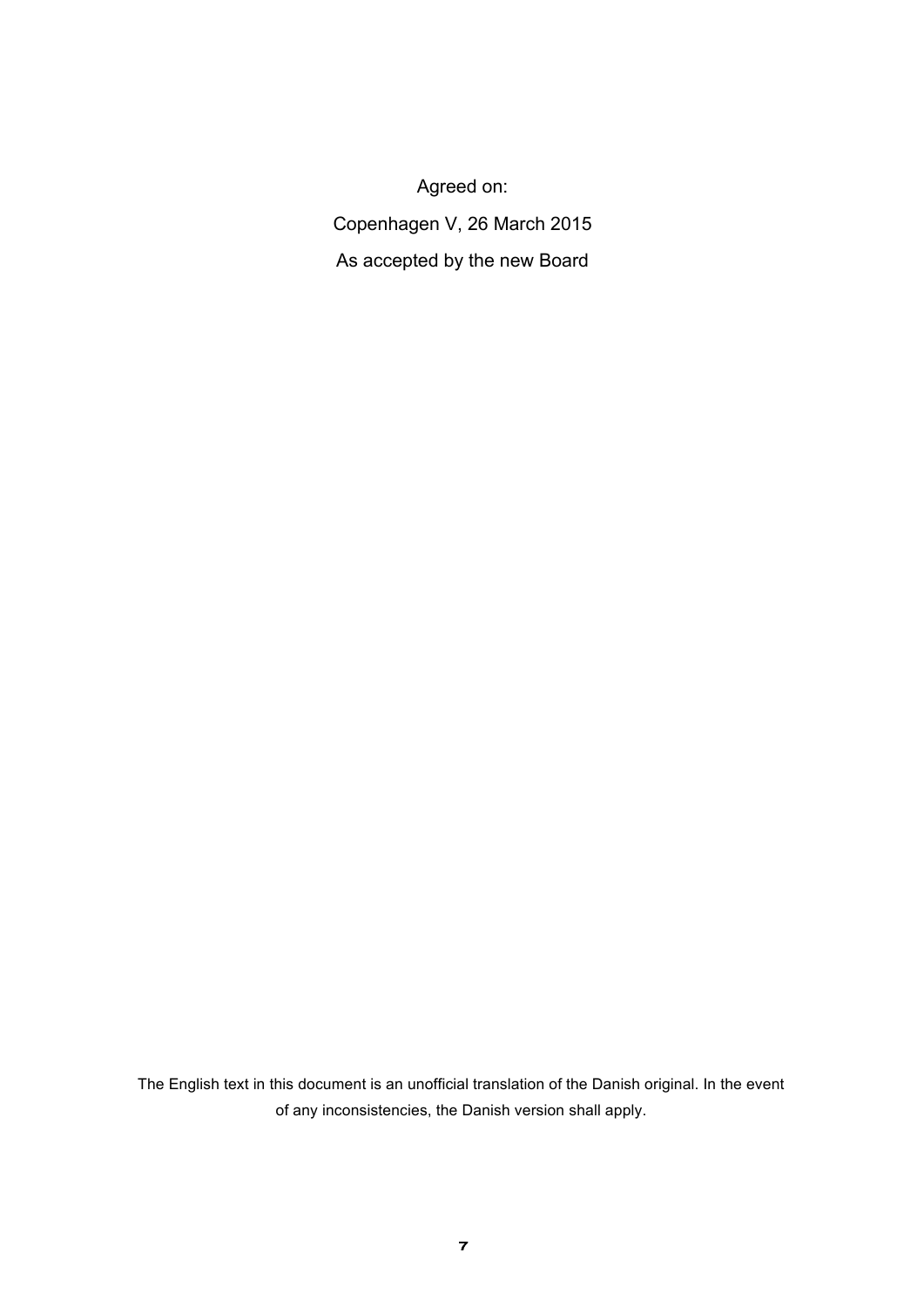Agreed on:

Copenhagen V, 26 March 2015

As accepted by the new Board

The English text in this document is an unofficial translation of the Danish original. In the event of any inconsistencies, the Danish version shall apply.